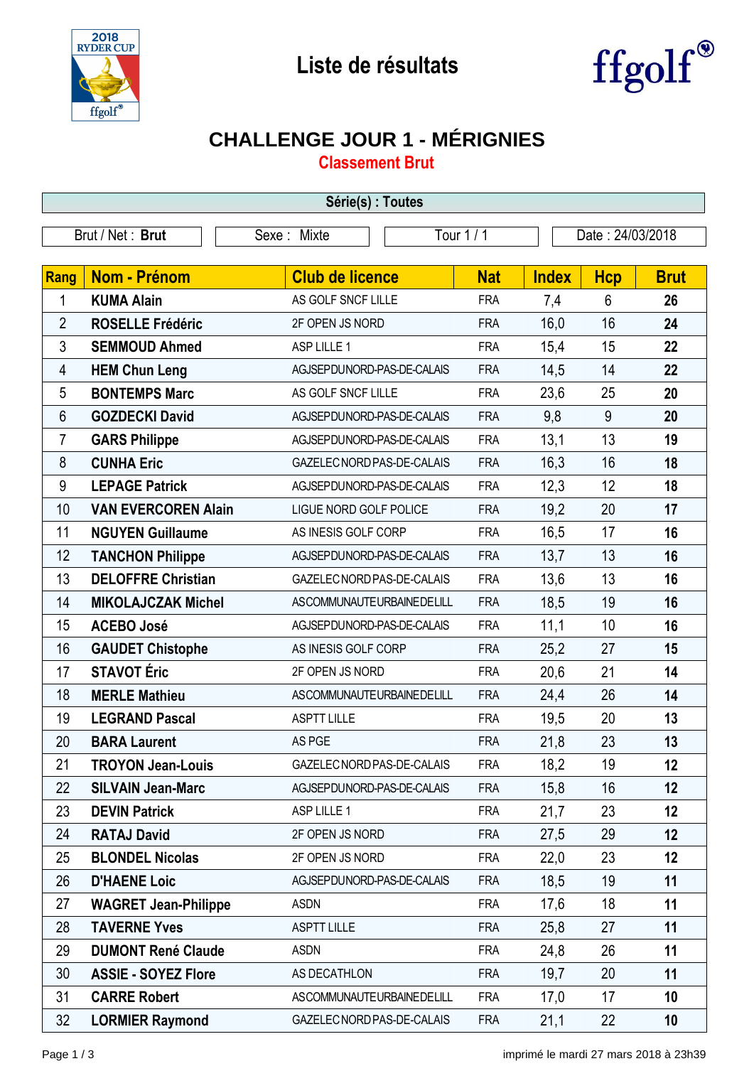# Liste de résultats

## CHALLENGE JOUR 1 - MÉRIGNIES

### Classement Brut

**Série(s) : Toutes**

| Brut / Net : **Brut** | Sexe : Mixte | Tour 1 / 1 | Date : 24/03/2018 |
|---|---|---|---|

| Rang | Nom - Prénom | Club de licence | Nat | Index | Hcp | Brut |
|---|---|---|---|---|---|---|
| 1 | **KUMA Alain** | AS GOLF SNCF LILLE | FRA | 7,4 | 6 | **26** |
| 2 | **ROSELLE Frédéric** | 2F OPEN JS NORD | FRA | 16,0 | 16 | **24** |
| 3 | **SEMMOUD Ahmed** | ASP LILLE 1 | FRA | 15,4 | 15 | **22** |
| 4 | **HEM Chun Leng** | AGJSEPDUNORD-PAS-DE-CALAIS | FRA | 14,5 | 14 | **22** |
| 5 | **BONTEMPS Marc** | AS GOLF SNCF LILLE | FRA | 23,6 | 25 | **20** |
| 6 | **GOZDECKI David** | AGJSEPDUNORD-PAS-DE-CALAIS | FRA | 9,8 | 9 | **20** |
| 7 | **GARS Philippe** | AGJSEPDUNORD-PAS-DE-CALAIS | FRA | 13,1 | 13 | **19** |
| 8 | **CUNHA Eric** | GAZELECNORDPAS-DE-CALAIS | FRA | 16,3 | 16 | **18** |
| 9 | **LEPAGE Patrick** | AGJSEPDUNORD-PAS-DE-CALAIS | FRA | 12,3 | 12 | **18** |
| 10 | **VAN EVERCOREN Alain** | LIGUE NORD GOLF POLICE | FRA | 19,2 | 20 | **17** |
| 11 | **NGUYEN Guillaume** | AS INESIS GOLF CORP | FRA | 16,5 | 17 | **16** |
| 12 | **TANCHON Philippe** | AGJSEPDUNORD-PAS-DE-CALAIS | FRA | 13,7 | 13 | **16** |
| 13 | **DELOFFRE Christian** | GAZELECNORDPAS-DE-CALAIS | FRA | 13,6 | 13 | **16** |
| 14 | **MIKOLAJCZAK Michel** | ASCOMMUNAUTEURBAINEDELILL | FRA | 18,5 | 19 | **16** |
| 15 | **ACEBO José** | AGJSEPDUNORD-PAS-DE-CALAIS | FRA | 11,1 | 10 | **16** |
| 16 | **GAUDET Chistophe** | AS INESIS GOLF CORP | FRA | 25,2 | 27 | **15** |
| 17 | **STAVOT Éric** | 2F OPEN JS NORD | FRA | 20,6 | 21 | **14** |
| 18 | **MERLE Mathieu** | ASCOMMUNAUTEURBAINEDELILL | FRA | 24,4 | 26 | **14** |
| 19 | **LEGRAND Pascal** | ASPTT LILLE | FRA | 19,5 | 20 | **13** |
| 20 | **BARA Laurent** | AS PGE | FRA | 21,8 | 23 | **13** |
| 21 | **TROYON Jean-Louis** | GAZELECNORDPAS-DE-CALAIS | FRA | 18,2 | 19 | **12** |
| 22 | **SILVAIN Jean-Marc** | AGJSEPDUNORD-PAS-DE-CALAIS | FRA | 15,8 | 16 | **12** |
| 23 | **DEVIN Patrick** | ASP LILLE 1 | FRA | 21,7 | 23 | **12** |
| 24 | **RATAJ David** | 2F OPEN JS NORD | FRA | 27,5 | 29 | **12** |
| 25 | **BLONDEL Nicolas** | 2F OPEN JS NORD | FRA | 22,0 | 23 | **12** |
| 26 | **D'HAENE Loic** | AGJSEPDUNORD-PAS-DE-CALAIS | FRA | 18,5 | 19 | **11** |
| 27 | **WAGRET Jean-Philippe** | ASDN | FRA | 17,6 | 18 | **11** |
| 28 | **TAVERNE Yves** | ASPTT LILLE | FRA | 25,8 | 27 | **11** |
| 29 | **DUMONT René Claude** | ASDN | FRA | 24,8 | 26 | **11** |
| 30 | **ASSIE - SOYEZ Flore** | AS DECATHLON | FRA | 19,7 | 20 | **11** |
| 31 | **CARRE Robert** | ASCOMMUNAUTEURBAINEDELILL | FRA | 17,0 | 17 | **10** |
| 32 | **LORMIER Raymond** | GAZELECNORDPAS-DE-CALAIS | FRA | 21,1 | 22 | **10** |

imprimé le mardi 27 mars 2018 à 23h39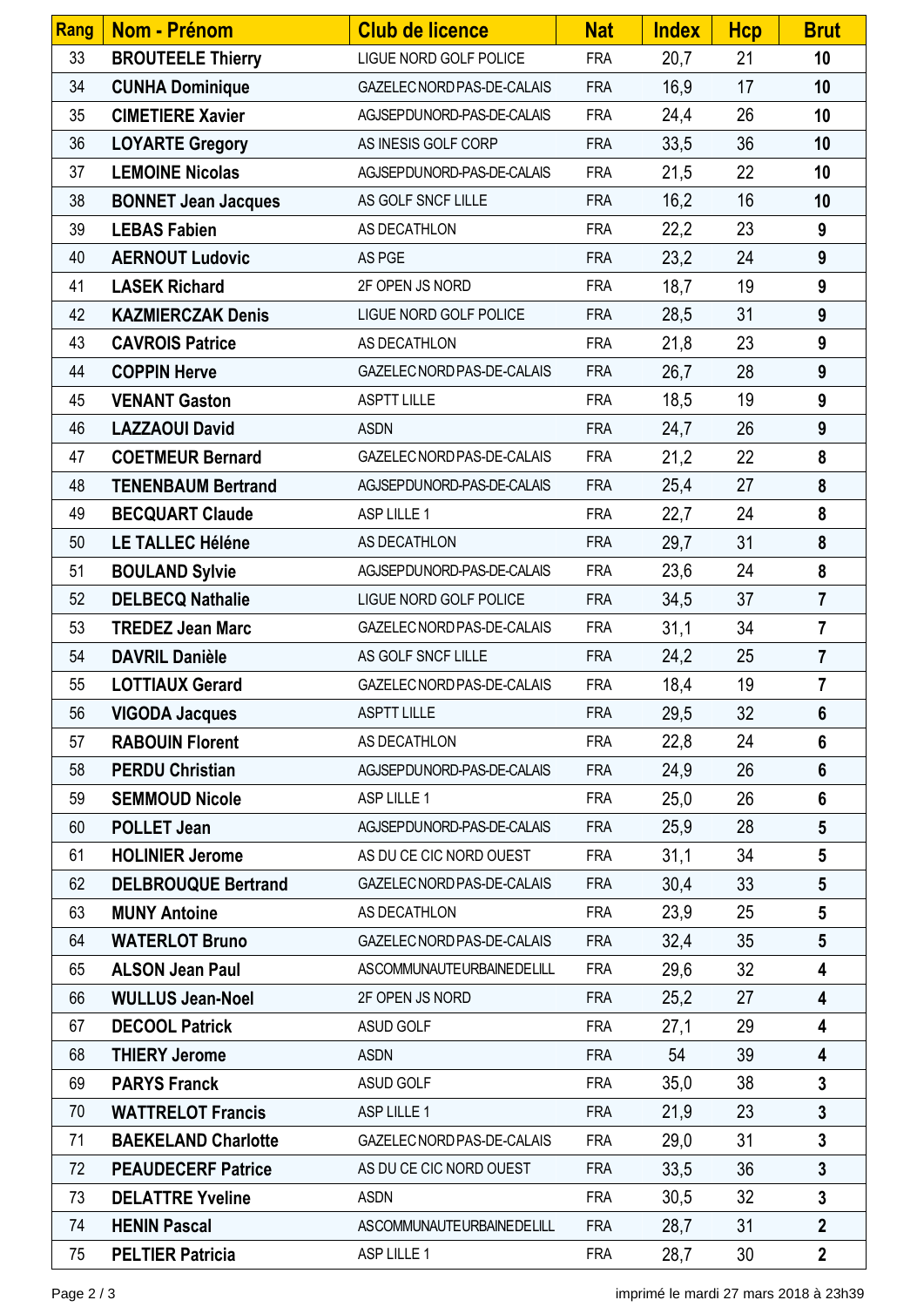| Rang | Nom - Prénom | Club de licence | Nat | Index | Hcp | Brut |
|---|---|---|---|---|---|---|
| 33 | **BROUTEELE Thierry** | LIGUE NORD GOLF POLICE | FRA | 20,7 | 21 | **10** |
| 34 | **CUNHA Dominique** | GAZELEC NORD PAS-DE-CALAIS | FRA | 16,9 | 17 | **10** |
| 35 | **CIMETIERE Xavier** | AGJSEPDUNORD-PAS-DE-CALAIS | FRA | 24,4 | 26 | **10** |
| 36 | **LOYARTE Gregory** | AS INESIS GOLF CORP | FRA | 33,5 | 36 | **10** |
| 37 | **LEMOINE Nicolas** | AGJSEPDUNORD-PAS-DE-CALAIS | FRA | 21,5 | 22 | **10** |
| 38 | **BONNET Jean Jacques** | AS GOLF SNCF LILLE | FRA | 16,2 | 16 | **10** |
| 39 | **LEBAS Fabien** | AS DECATHLON | FRA | 22,2 | 23 | **9** |
| 40 | **AERNOUT Ludovic** | AS PGE | FRA | 23,2 | 24 | **9** |
| 41 | **LASEK Richard** | 2F OPEN JS NORD | FRA | 18,7 | 19 | **9** |
| 42 | **KAZMIERCZAK Denis** | LIGUE NORD GOLF POLICE | FRA | 28,5 | 31 | **9** |
| 43 | **CAVROIS Patrice** | AS DECATHLON | FRA | 21,8 | 23 | **9** |
| 44 | **COPPIN Herve** | GAZELEC NORD PAS-DE-CALAIS | FRA | 26,7 | 28 | **9** |
| 45 | **VENANT Gaston** | ASPTT LILLE | FRA | 18,5 | 19 | **9** |
| 46 | **LAZZAOUI David** | ASDN | FRA | 24,7 | 26 | **9** |
| 47 | **COETMEUR Bernard** | GAZELEC NORD PAS-DE-CALAIS | FRA | 21,2 | 22 | **8** |
| 48 | **TENENBAUM Bertrand** | AGJSEPDUNORD-PAS-DE-CALAIS | FRA | 25,4 | 27 | **8** |
| 49 | **BECQUART Claude** | ASP LILLE 1 | FRA | 22,7 | 24 | **8** |
| 50 | **LE TALLEC Héléne** | AS DECATHLON | FRA | 29,7 | 31 | **8** |
| 51 | **BOULAND Sylvie** | AGJSEPDUNORD-PAS-DE-CALAIS | FRA | 23,6 | 24 | **8** |
| 52 | **DELBECQ Nathalie** | LIGUE NORD GOLF POLICE | FRA | 34,5 | 37 | **7** |
| 53 | **TREDEZ Jean Marc** | GAZELEC NORD PAS-DE-CALAIS | FRA | 31,1 | 34 | **7** |
| 54 | **DAVRIL Danièle** | AS GOLF SNCF LILLE | FRA | 24,2 | 25 | **7** |
| 55 | **LOTTIAUX Gerard** | GAZELEC NORD PAS-DE-CALAIS | FRA | 18,4 | 19 | **7** |
| 56 | **VIGODA Jacques** | ASPTT LILLE | FRA | 29,5 | 32 | **6** |
| 57 | **RABOUIN Florent** | AS DECATHLON | FRA | 22,8 | 24 | **6** |
| 58 | **PERDU Christian** | AGJSEPDUNORD-PAS-DE-CALAIS | FRA | 24,9 | 26 | **6** |
| 59 | **SEMMOUD Nicole** | ASP LILLE 1 | FRA | 25,0 | 26 | **6** |
| 60 | **POLLET Jean** | AGJSEPDUNORD-PAS-DE-CALAIS | FRA | 25,9 | 28 | **5** |
| 61 | **HOLINIER Jerome** | AS DU CE CIC NORD OUEST | FRA | 31,1 | 34 | **5** |
| 62 | **DELBROUQUE Bertrand** | GAZELEC NORD PAS-DE-CALAIS | FRA | 30,4 | 33 | **5** |
| 63 | **MUNY Antoine** | AS DECATHLON | FRA | 23,9 | 25 | **5** |
| 64 | **WATERLOT Bruno** | GAZELEC NORD PAS-DE-CALAIS | FRA | 32,4 | 35 | **5** |
| 65 | **ALSON Jean Paul** | ASCOMMUNAUTEURBAINEDELILL | FRA | 29,6 | 32 | **4** |
| 66 | **WULLUS Jean-Noel** | 2F OPEN JS NORD | FRA | 25,2 | 27 | **4** |
| 67 | **DECOOL Patrick** | ASUD GOLF | FRA | 27,1 | 29 | **4** |
| 68 | **THIERY Jerome** | ASDN | FRA | 54 | 39 | **4** |
| 69 | **PARYS Franck** | ASUD GOLF | FRA | 35,0 | 38 | **3** |
| 70 | **WATTRELOT Francis** | ASP LILLE 1 | FRA | 21,9 | 23 | **3** |
| 71 | **BAEKELAND Charlotte** | GAZELEC NORD PAS-DE-CALAIS | FRA | 29,0 | 31 | **3** |
| 72 | **PEAUDECERF Patrice** | AS DU CE CIC NORD OUEST | FRA | 33,5 | 36 | **3** |
| 73 | **DELATTRE Yveline** | ASDN | FRA | 30,5 | 32 | **3** |
| 74 | **HENIN Pascal** | ASCOMMUNAUTEURBAINEDELILL | FRA | 28,7 | 31 | **2** |
| 75 | **PELTIER Patricia** | ASP LILLE 1 | FRA | 28,7 | 30 | **2** |

imprimé le mardi 27 mars 2018 à 23h39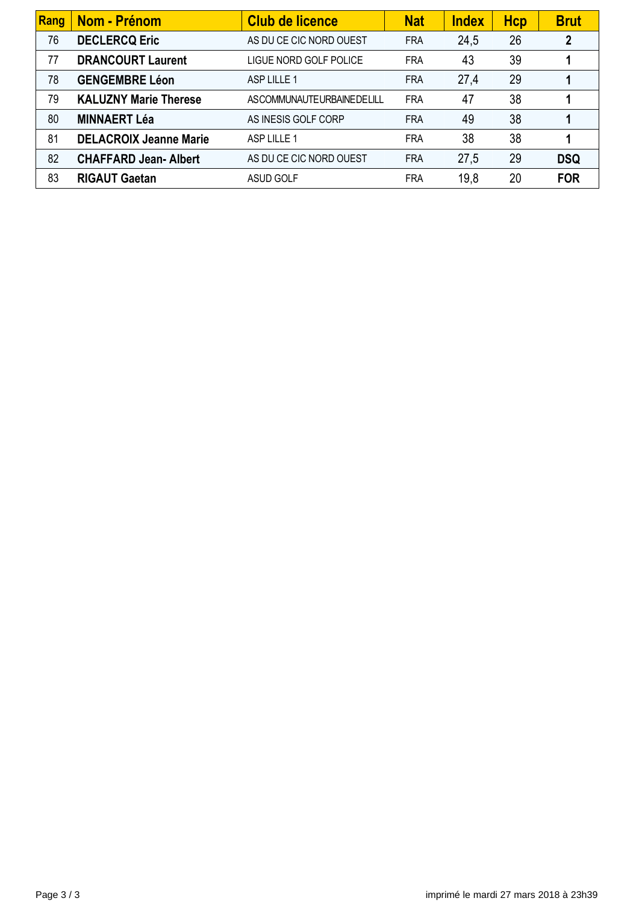| Rang | Nom - Prénom | Club de licence | Nat | Index | Hcp | Brut |
|---|---|---|---|---|---|---|
| 76 | **DECLERCQ Eric** | AS DU CE CIC NORD OUEST | FRA | 24,5 | 26 | **2** |
| 77 | **DRANCOURT Laurent** | LIGUE NORD GOLF POLICE | FRA | 43 | 39 | **1** |
| 78 | **GENGEMBRE Léon** | ASP LILLE 1 | FRA | 27,4 | 29 | **1** |
| 79 | **KALUZNY Marie Therese** | ASCOMMUNAUTEURBAINEDELILL | FRA | 47 | 38 | **1** |
| 80 | **MINNAERT Léa** | AS INESIS GOLF CORP | FRA | 49 | 38 | **1** |
| 81 | **DELACROIX Jeanne Marie** | ASP LILLE 1 | FRA | 38 | 38 | **1** |
| 82 | **CHAFFARD Jean- Albert** | AS DU CE CIC NORD OUEST | FRA | 27,5 | 29 | **DSQ** |
| 83 | **RIGAUT Gaetan** | ASUD GOLF | FRA | 19,8 | 20 | **FOR** |

imprimé le mardi 27 mars 2018 à 23h39